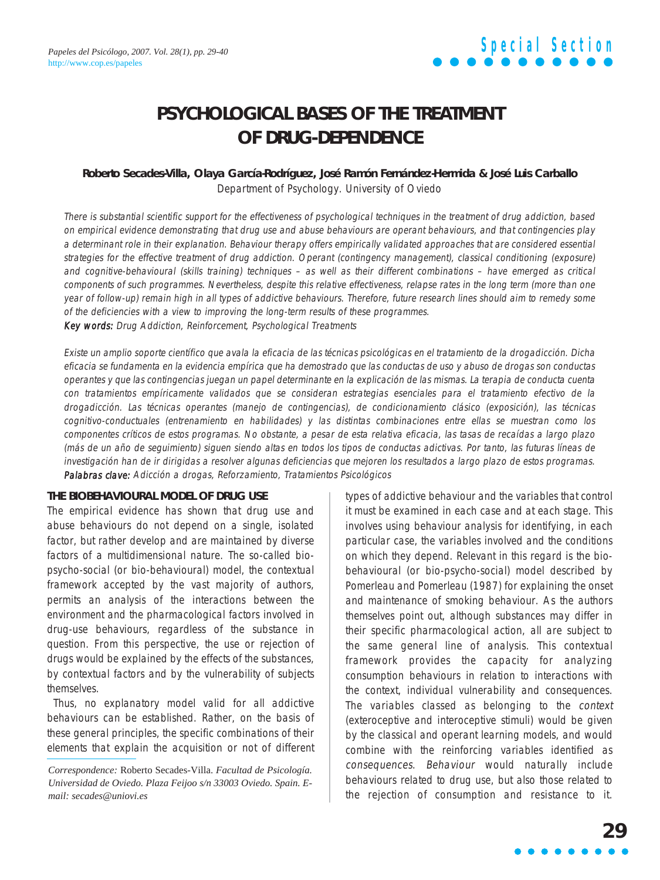# PSYCHOLOGICAL BASES OF THE TREATMENT OF DRUG-DEPENDENCE

**Roberto Secades-Villa, Olaya García-Rodríguez, José Ramón Fernández-Hermida & José Luis Carballo**

Department of Psychology. University of Oviedo

*There is substantial scientific support for the effectiveness of psychological techniques in the treatment of drug addiction, based on empirical evidence demonstrating that drug use and abuse behaviours are operant behaviours, and that contingencies play a determinant role in their explanation. Behaviour therapy offers empirically validated approaches that are considered essential strategies for the effective treatment of drug addiction. Operant (contingency management), classical conditioning (exposure) and cognitive-behavioural (skills training) techniques – as well as their different combinations – have emerged as critical components of such programmes. Nevertheless, despite this relative effectiveness, relapse rates in the long term (more than one year of follow-up) remain high in all types of addictive behaviours. Therefore, future research lines should aim to remedy some of the deficiencies with a view to improving the long-term results of these programmes.*

***Key words:*** *Drug Addiction, Reinforcement, Psychological Treatments*

*Existe un amplio soporte científico que avala la eficacia de las técnicas psicológicas en el tratamiento de la drogadicción. Dicha eficacia se fundamenta en la evidencia empírica que ha demostrado que las conductas de uso y abuso de drogas son conductas operantes y que las contingencias juegan un papel determinante en la explicación de las mismas. La terapia de conducta cuenta con tratamientos empíricamente validados que se consideran estrategias esenciales para el tratamiento efectivo de la drogadicción. Las técnicas operantes (manejo de contingencias), de condicionamiento clásico (exposición), las técnicas cognitivo-conductuales (entrenamiento en habilidades) y las distintas combinaciones entre ellas se muestran como los componentes críticos de estos programas. No obstante, a pesar de esta relativa eficacia, las tasas de recaídas a largo plazo (más de un año de seguimiento) siguen siendo altas en todos los tipos de conductas adictivas. Por tanto, las futuras líneas de investigación han de ir dirigidas a resolver algunas deficiencias que mejoren los resultados a largo plazo de estos programas.*

***Palabras clave:*** *Adicción a drogas, Reforzamiento, Tratamientos Psicológicos*

## THE BIOBEHAVIOURAL MODEL OF DRUG USE

The empirical evidence has shown that drug use and abuse behaviours do not depend on a single, isolated factor, but rather develop and are maintained by diverse factors of a multidimensional nature. The so-called bio-psycho-social (or bio-behavioural) model, the contextual framework accepted by the vast majority of authors, permits an analysis of the interactions between the environment and the pharmacological factors involved in drug-use behaviours, regardless of the substance in question. From this perspective, the use or rejection of drugs would be explained by the effects of the substances, by contextual factors and by the vulnerability of subjects themselves.

Thus, no explanatory model valid for all addictive behaviours can be established. Rather, on the basis of these general principles, the specific combinations of their elements that explain the acquisition or not of different types of addictive behaviour and the variables that control it must be examined in each case and at each stage. This involves using behaviour analysis for identifying, in each particular case, the variables involved and the conditions on which they depend. Relevant in this regard is the bio-behavioural (or bio-psycho-social) model described by Pomerleau and Pomerleau (1987) for explaining the onset and maintenance of smoking behaviour. As the authors themselves point out, although substances may differ in their specific pharmacological action, all are subject to the same general line of analysis. This contextual framework provides the capacity for analyzing consumption behaviours in relation to interactions with the context, individual vulnerability and consequences. The variables classed as belonging to the *context* (exteroceptive and interoceptive stimuli) would be given by the classical and operant learning models, and would combine with the reinforcing variables identified as *consequences*. *Behaviour* would naturally include behaviours related to drug use, but also those related to the rejection of consumption and resistance to it.

*Correspondence:* Roberto Secades-Villa. *Facultad de Psicología. Universidad de Oviedo. Plaza Feijoo s/n 33003 Oviedo. Spain. E-mail: secades@uniovi.es*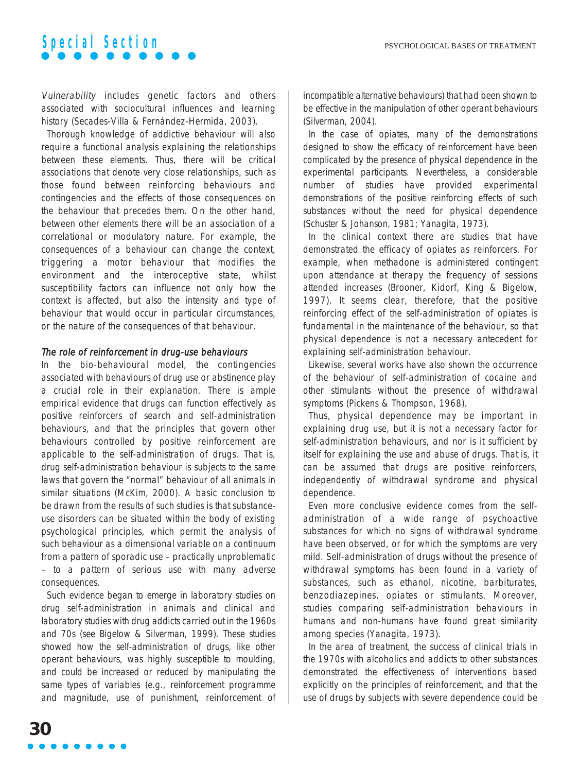*Vulnerability* includes genetic factors and others associated with sociocultural influences and learning history (Secades-Villa & Fernández-Hermida, 2003).

Thorough knowledge of addictive behaviour will also require a functional analysis explaining the relationships between these elements. Thus, there will be critical associations that denote very close relationships, such as those found between reinforcing behaviours and contingencies and the effects of those consequences on the behaviour that precedes them. On the other hand, between other elements there will be an association of a correlational or modulatory nature. For example, the consequences of a behaviour can change the context, triggering a motor behaviour that modifies the environment and the interoceptive state, whilst susceptibility factors can influence not only how the context is affected, but also the intensity and type of behaviour that would occur in particular circumstances, or the nature of the consequences of that behaviour.

### The role of reinforcement in drug-use behaviours

In the bio-behavioural model, the contingencies associated with behaviours of drug use or abstinence play a crucial role in their explanation. There is ample empirical evidence that drugs can function effectively as positive reinforcers of search and self-administration behaviours, and that the principles that govern other behaviours controlled by positive reinforcement are applicable to the self-administration of drugs. That is, drug self-administration behaviour is subjects to the same laws that govern the "normal" behaviour of all animals in similar situations (McKim, 2000). A basic conclusion to be drawn from the results of such studies is that substance-use disorders can be situated within the body of existing psychological principles, which permit the analysis of such behaviour as a dimensional variable on a continuum from a pattern of sporadic use – practically unproblematic – to a pattern of serious use with many adverse consequences.

Such evidence began to emerge in laboratory studies on drug self-administration in animals and clinical and laboratory studies with drug addicts carried out in the 1960s and 70s (see Bigelow & Silverman, 1999). These studies showed how the self-administration of drugs, like other operant behaviours, was highly susceptible to moulding, and could be increased or reduced by manipulating the same types of variables (e.g., reinforcement programme and magnitude, use of punishment, reinforcement of incompatible alternative behaviours) that had been shown to be effective in the manipulation of other operant behaviours (Silverman, 2004).

In the case of opiates, many of the demonstrations designed to show the efficacy of reinforcement have been complicated by the presence of physical dependence in the experimental participants. Nevertheless, a considerable number of studies have provided experimental demonstrations of the positive reinforcing effects of such substances without the need for physical dependence (Schuster & Johanson, 1981; Yanagita, 1973).

In the clinical context there are studies that have demonstrated the efficacy of opiates as reinforcers. For example, when methadone is administered contingent upon attendance at therapy the frequency of sessions attended increases (Brooner, Kidorf, King & Bigelow, 1997). It seems clear, therefore, that the positive reinforcing effect of the self-administration of opiates is fundamental in the maintenance of the behaviour, so that physical dependence is not a necessary antecedent for explaining self-administration behaviour.

Likewise, several works have also shown the occurrence of the behaviour of self-administration of cocaine and other stimulants without the presence of withdrawal symptoms (Pickens & Thompson, 1968).

Thus, physical dependence may be important in explaining drug use, but it is not a necessary factor for self-administration behaviours, and nor is it sufficient by itself for explaining the use and abuse of drugs. That is, it can be assumed that drugs are positive reinforcers, independently of withdrawal syndrome and physical dependence.

Even more conclusive evidence comes from the self-administration of a wide range of psychoactive substances for which no signs of withdrawal syndrome have been observed, or for which the symptoms are very mild. Self-administration of drugs without the presence of withdrawal symptoms has been found in a variety of substances, such as ethanol, nicotine, barbiturates, benzodiazepines, opiates or stimulants. Moreover, studies comparing self-administration behaviours in humans and non-humans have found great similarity among species (Yanagita, 1973).

In the area of treatment, the success of clinical trials in the 1970s with alcoholics and addicts to other substances demonstrated the effectiveness of interventions based explicitly on the principles of reinforcement, and that the use of drugs by subjects with severe dependence could be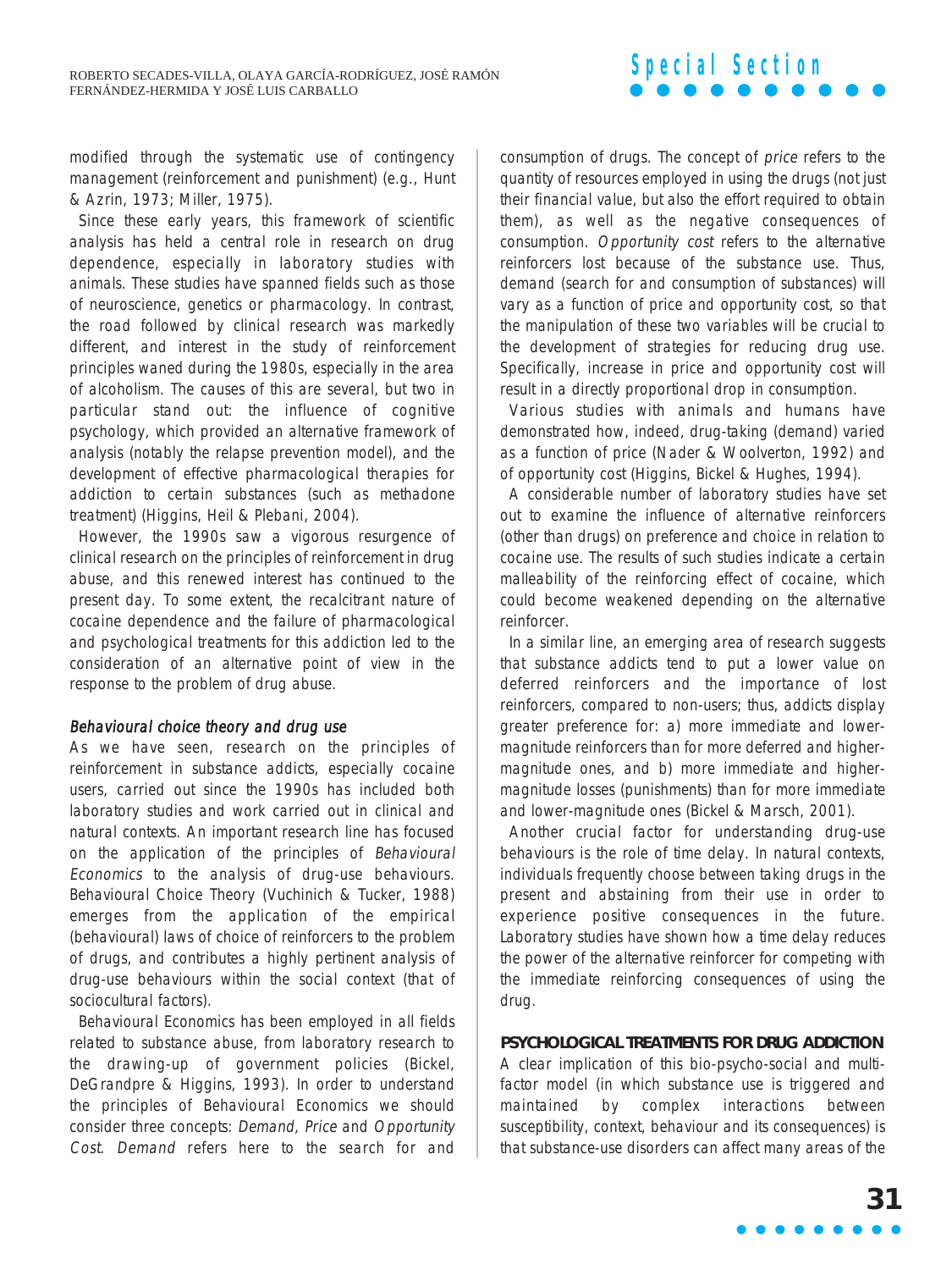modified through the systematic use of contingency management (reinforcement and punishment) (e.g., Hunt & Azrin, 1973; Miller, 1975).

Since these early years, this framework of scientific analysis has held a central role in research on drug dependence, especially in laboratory studies with animals. These studies have spanned fields such as those of neuroscience, genetics or pharmacology. In contrast, the road followed by clinical research was markedly different, and interest in the study of reinforcement principles waned during the 1980s, especially in the area of alcoholism. The causes of this are several, but two in particular stand out: the influence of cognitive psychology, which provided an alternative framework of analysis (notably the relapse prevention model), and the development of effective pharmacological therapies for addiction to certain substances (such as methadone treatment) (Higgins, Heil & Plebani, 2004).

However, the 1990s saw a vigorous resurgence of clinical research on the principles of reinforcement in drug abuse, and this renewed interest has continued to the present day. To some extent, the recalcitrant nature of cocaine dependence and the failure of pharmacological and psychological treatments for this addiction led to the consideration of an alternative point of view in the response to the problem of drug abuse.

### *Behavioural choice theory and drug use*

As we have seen, research on the principles of reinforcement in substance addicts, especially cocaine users, carried out since the 1990s has included both laboratory studies and work carried out in clinical and natural contexts. An important research line has focused on the application of the principles of *Behavioural Economics* to the analysis of drug-use behaviours. Behavioural Choice Theory (Vuchinich & Tucker, 1988) emerges from the application of the empirical (behavioural) laws of choice of reinforcers to the problem of drugs, and contributes a highly pertinent analysis of drug-use behaviours within the social context (that of sociocultural factors).

Behavioural Economics has been employed in all fields related to substance abuse, from laboratory research to the drawing-up of government policies (Bickel, DeGrandpre & Higgins, 1993). In order to understand the principles of Behavioural Economics we should consider three concepts: *Demand, Price* and *Opportunity Cost*. *Demand* refers here to the search for and consumption of drugs. The concept of *price* refers to the quantity of resources employed in using the drugs (not just their financial value, but also the effort required to obtain them), as well as the negative consequences of consumption. *Opportunity cost* refers to the alternative reinforcers lost because of the substance use. Thus, demand (search for and consumption of substances) will vary as a function of price and opportunity cost, so that the manipulation of these two variables will be crucial to the development of strategies for reducing drug use. Specifically, increase in price and opportunity cost will result in a directly proportional drop in consumption.

Various studies with animals and humans have demonstrated how, indeed, drug-taking (demand) varied as a function of price (Nader & Woolverton, 1992) and of opportunity cost (Higgins, Bickel & Hughes, 1994).

A considerable number of laboratory studies have set out to examine the influence of alternative reinforcers (other than drugs) on preference and choice in relation to cocaine use. The results of such studies indicate a certain malleability of the reinforcing effect of cocaine, which could become weakened depending on the alternative reinforcer.

In a similar line, an emerging area of research suggests that substance addicts tend to put a lower value on deferred reinforcers and the importance of lost reinforcers, compared to non-users; thus, addicts display greater preference for: a) more immediate and lower-magnitude reinforcers than for more deferred and higher-magnitude ones, and b) more immediate and higher-magnitude losses (punishments) than for more immediate and lower-magnitude ones (Bickel & Marsch, 2001).

Another crucial factor for understanding drug-use behaviours is the role of time delay. In natural contexts, individuals frequently choose between taking drugs in the present and abstaining from their use in order to experience positive consequences in the future. Laboratory studies have shown how a time delay reduces the power of the alternative reinforcer for competing with the immediate reinforcing consequences of using the drug.

## PSYCHOLOGICAL TREATMENTS FOR DRUG ADDICTION

A clear implication of this bio-psycho-social and multi-factor model (in which substance use is triggered and maintained by complex interactions between susceptibility, context, behaviour and its consequences) is that substance-use disorders can affect many areas of the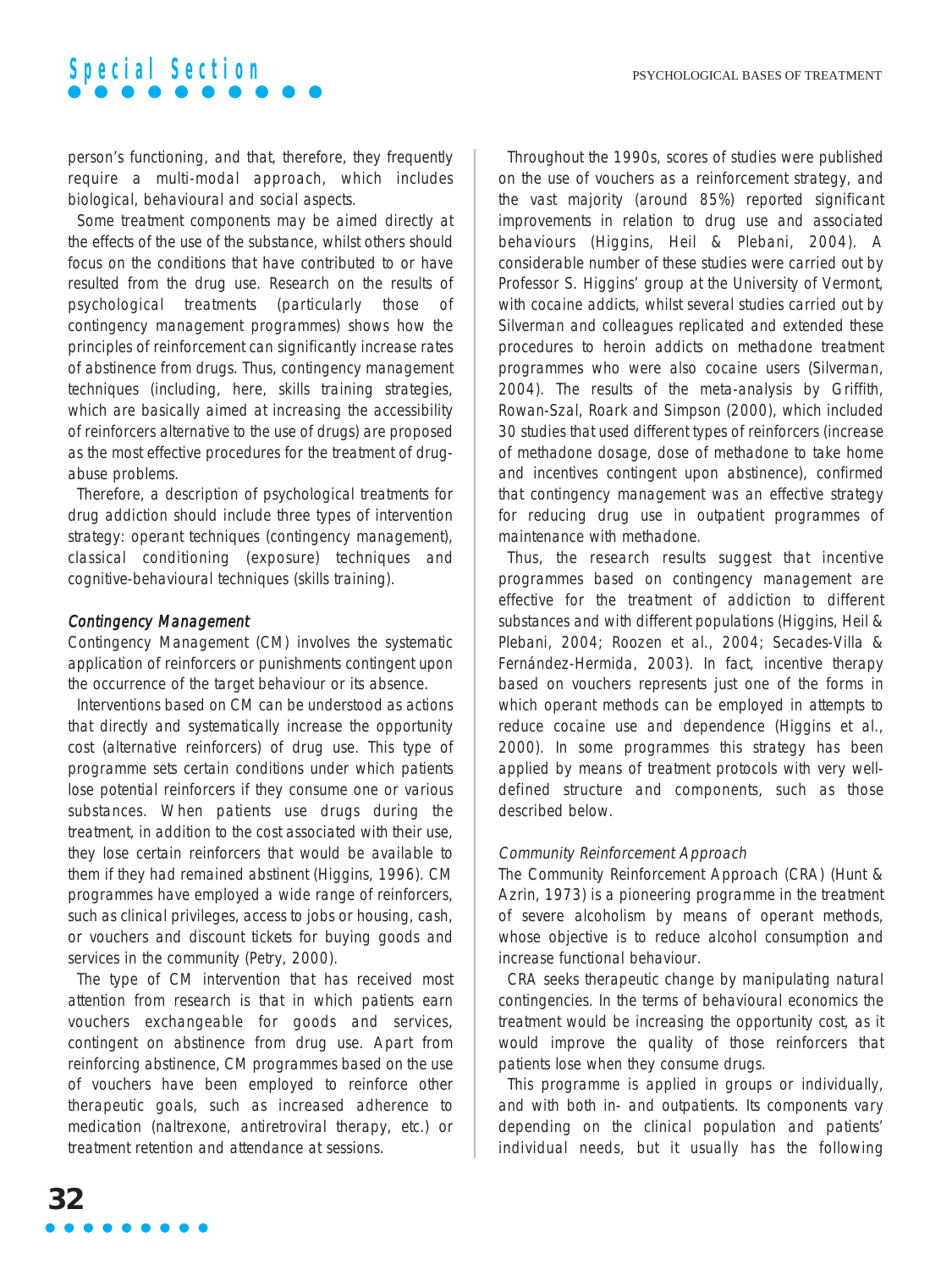person's functioning, and that, therefore, they frequently require a multi-modal approach, which includes biological, behavioural and social aspects.

Some treatment components may be aimed directly at the effects of the use of the substance, whilst others should focus on the conditions that have contributed to or have resulted from the drug use. Research on the results of psychological treatments (particularly those of contingency management programmes) shows how the principles of reinforcement can significantly increase rates of abstinence from drugs. Thus, contingency management techniques (including, here, skills training strategies, which are basically aimed at increasing the accessibility of reinforcers alternative to the use of drugs) are proposed as the most effective procedures for the treatment of drug-abuse problems.

Therefore, a description of psychological treatments for drug addiction should include three types of intervention strategy: operant techniques (contingency management), classical conditioning (exposure) techniques and cognitive-behavioural techniques (skills training).

### Contingency Management

Contingency Management (CM) involves the systematic application of reinforcers or punishments contingent upon the occurrence of the target behaviour or its absence.

Interventions based on CM can be understood as actions that directly and systematically increase the opportunity cost (alternative reinforcers) of drug use. This type of programme sets certain conditions under which patients lose potential reinforcers if they consume one or various substances. When patients use drugs during the treatment, in addition to the cost associated with their use, they lose certain reinforcers that would be available to them if they had remained abstinent (Higgins, 1996). CM programmes have employed a wide range of reinforcers, such as clinical privileges, access to jobs or housing, cash, or vouchers and discount tickets for buying goods and services in the community (Petry, 2000).

The type of CM intervention that has received most attention from research is that in which patients earn vouchers exchangeable for goods and services, contingent on abstinence from drug use. Apart from reinforcing abstinence, CM programmes based on the use of vouchers have been employed to reinforce other therapeutic goals, such as increased adherence to medication (naltrexone, antiretroviral therapy, etc.) or treatment retention and attendance at sessions.

Throughout the 1990s, scores of studies were published on the use of vouchers as a reinforcement strategy, and the vast majority (around 85%) reported significant improvements in relation to drug use and associated behaviours (Higgins, Heil & Plebani, 2004). A considerable number of these studies were carried out by Professor S. Higgins' group at the University of Vermont, with cocaine addicts, whilst several studies carried out by Silverman and colleagues replicated and extended these procedures to heroin addicts on methadone treatment programmes who were also cocaine users (Silverman, 2004). The results of the meta-analysis by Griffith, Rowan-Szal, Roark and Simpson (2000), which included 30 studies that used different types of reinforcers (increase of methadone dosage, dose of methadone to take home and incentives contingent upon abstinence), confirmed that contingency management was an effective strategy for reducing drug use in outpatient programmes of maintenance with methadone.

Thus, the research results suggest that incentive programmes based on contingency management are effective for the treatment of addiction to different substances and with different populations (Higgins, Heil & Plebani, 2004; Roozen et al., 2004; Secades-Villa & Fernández-Hermida, 2003). In fact, incentive therapy based on vouchers represents just one of the forms in which operant methods can be employed in attempts to reduce cocaine use and dependence (Higgins et al., 2000). In some programmes this strategy has been applied by means of treatment protocols with very well-defined structure and components, such as those described below.

#### *Community Reinforcement Approach*

The Community Reinforcement Approach (CRA) (Hunt & Azrin, 1973) is a pioneering programme in the treatment of severe alcoholism by means of operant methods, whose objective is to reduce alcohol consumption and increase functional behaviour.

CRA seeks therapeutic change by manipulating natural contingencies. In the terms of behavioural economics the treatment would be increasing the opportunity cost, as it would improve the quality of those reinforcers that patients lose when they consume drugs.

This programme is applied in groups or individually, and with both in- and outpatients. Its components vary depending on the clinical population and patients' individual needs, but it usually has the following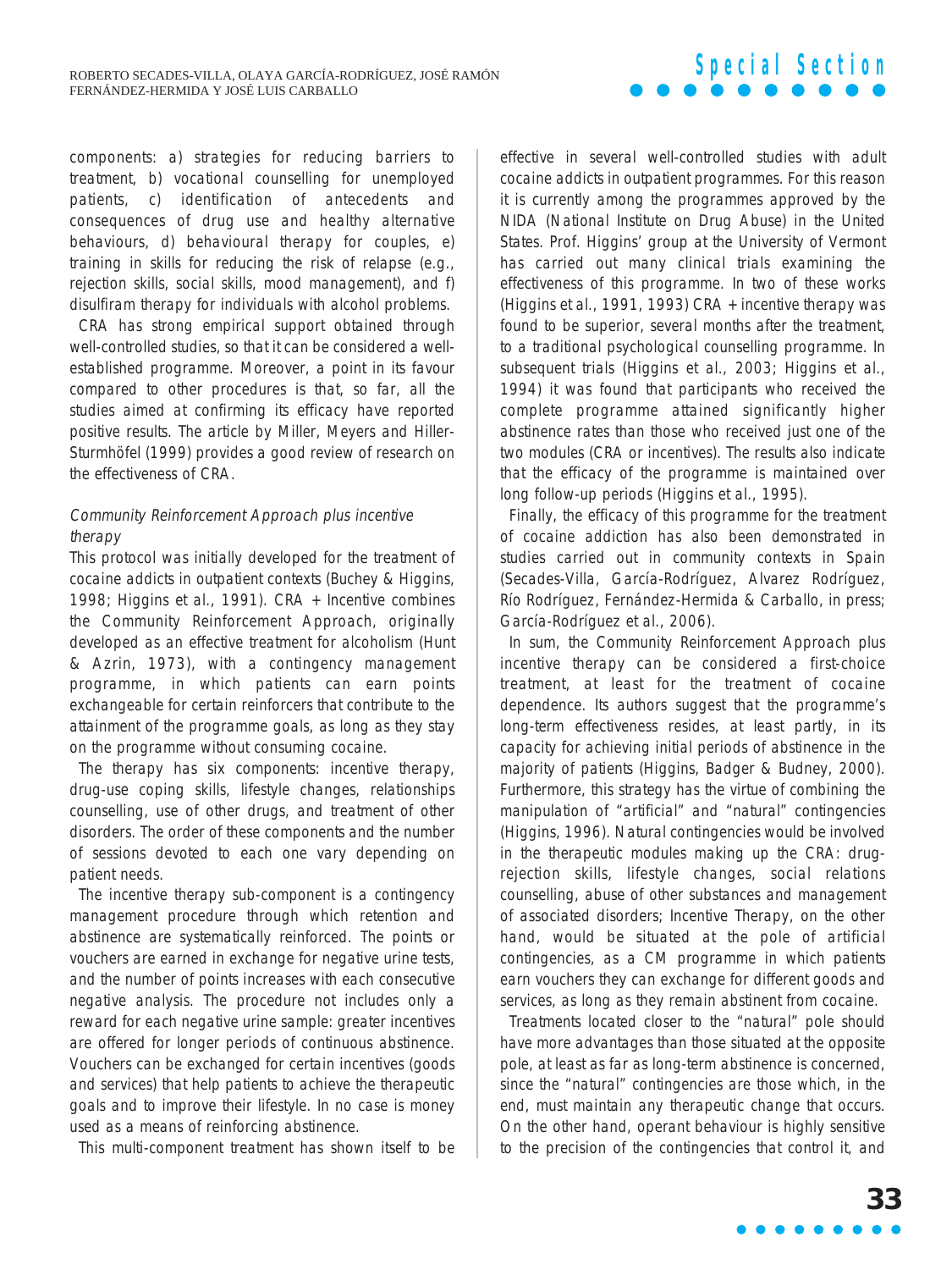components: a) strategies for reducing barriers to treatment, b) vocational counselling for unemployed patients, c) identification of antecedents and consequences of drug use and healthy alternative behaviours, d) behavioural therapy for couples, e) training in skills for reducing the risk of relapse (e.g., rejection skills, social skills, mood management), and f) disulfiram therapy for individuals with alcohol problems.

CRA has strong empirical support obtained through well-controlled studies, so that it can be considered a well-established programme. Moreover, a point in its favour compared to other procedures is that, so far, all the studies aimed at confirming its efficacy have reported positive results. The article by Miller, Meyers and Hiller-Sturmhöfel (1999) provides a good review of research on the effectiveness of CRA.

*Community Reinforcement Approach plus incentive therapy*

This protocol was initially developed for the treatment of cocaine addicts in outpatient contexts (Buchey & Higgins, 1998; Higgins et al., 1991). CRA + Incentive combines the Community Reinforcement Approach, originally developed as an effective treatment for alcoholism (Hunt & Azrin, 1973), with a contingency management programme, in which patients can earn points exchangeable for certain reinforcers that contribute to the attainment of the programme goals, as long as they stay on the programme without consuming cocaine.

The therapy has six components: incentive therapy, drug-use coping skills, lifestyle changes, relationships counselling, use of other drugs, and treatment of other disorders. The order of these components and the number of sessions devoted to each one vary depending on patient needs.

The incentive therapy sub-component is a contingency management procedure through which retention and abstinence are systematically reinforced. The points or vouchers are earned in exchange for negative urine tests, and the number of points increases with each consecutive negative analysis. The procedure not includes only a reward for each negative urine sample: greater incentives are offered for longer periods of continuous abstinence. Vouchers can be exchanged for certain incentives (goods and services) that help patients to achieve the therapeutic goals and to improve their lifestyle. In no case is money used as a means of reinforcing abstinence.

This multi-component treatment has shown itself to be effective in several well-controlled studies with adult cocaine addicts in outpatient programmes. For this reason it is currently among the programmes approved by the NIDA (National Institute on Drug Abuse) in the United States. Prof. Higgins' group at the University of Vermont has carried out many clinical trials examining the effectiveness of this programme. In two of these works (Higgins et al., 1991, 1993) CRA + incentive therapy was found to be superior, several months after the treatment, to a traditional psychological counselling programme. In subsequent trials (Higgins et al., 2003; Higgins et al., 1994) it was found that participants who received the complete programme attained significantly higher abstinence rates than those who received just one of the two modules (CRA or incentives). The results also indicate that the efficacy of the programme is maintained over long follow-up periods (Higgins et al., 1995).

Finally, the efficacy of this programme for the treatment of cocaine addiction has also been demonstrated in studies carried out in community contexts in Spain (Secades-Villa, García-Rodríguez, Alvarez Rodríguez, Río Rodríguez, Fernández-Hermida & Carballo, in press; García-Rodríguez et al., 2006).

In sum, the Community Reinforcement Approach plus incentive therapy can be considered a first-choice treatment, at least for the treatment of cocaine dependence. Its authors suggest that the programme's long-term effectiveness resides, at least partly, in its capacity for achieving initial periods of abstinence in the majority of patients (Higgins, Badger & Budney, 2000). Furthermore, this strategy has the virtue of combining the manipulation of "artificial" and "natural" contingencies (Higgins, 1996). Natural contingencies would be involved in the therapeutic modules making up the CRA: drug-rejection skills, lifestyle changes, social relations counselling, abuse of other substances and management of associated disorders; Incentive Therapy, on the other hand, would be situated at the pole of artificial contingencies, as a CM programme in which patients earn vouchers they can exchange for different goods and services, as long as they remain abstinent from cocaine.

Treatments located closer to the "natural" pole should have more advantages than those situated at the opposite pole, at least as far as long-term abstinence is concerned, since the "natural" contingencies are those which, in the end, must maintain any therapeutic change that occurs. On the other hand, operant behaviour is highly sensitive to the precision of the contingencies that control it, and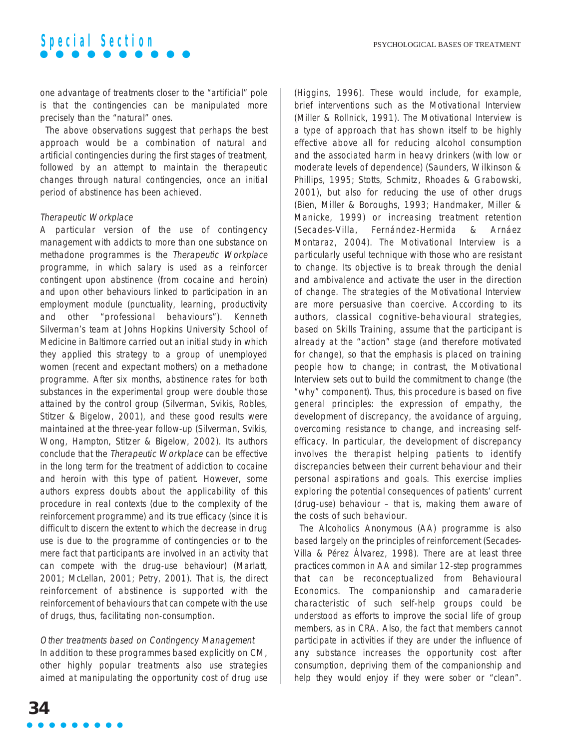one advantage of treatments closer to the "artificial" pole is that the contingencies can be manipulated more precisely than the "natural" ones.

The above observations suggest that perhaps the best approach would be a combination of natural and artificial contingencies during the first stages of treatment, followed by an attempt to maintain the therapeutic changes through natural contingencies, once an initial period of abstinence has been achieved.

*Therapeutic Workplace*

A particular version of the use of contingency management with addicts to more than one substance on methadone programmes is the *Therapeutic Workplace* programme, in which salary is used as a reinforcer contingent upon abstinence (from cocaine and heroin) and upon other behaviours linked to participation in an employment module (punctuality, learning, productivity and other "professional behaviours"). Kenneth Silverman's team at Johns Hopkins University School of Medicine in Baltimore carried out an initial study in which they applied this strategy to a group of unemployed women (recent and expectant mothers) on a methadone programme. After six months, abstinence rates for both substances in the experimental group were double those attained by the control group (Silverman, Svikis, Robles, Stitzer & Bigelow, 2001), and these good results were maintained at the three-year follow-up (Silverman, Svikis, Wong, Hampton, Stitzer & Bigelow, 2002). Its authors conclude that the *Therapeutic Workplace* can be effective in the long term for the treatment of addiction to cocaine and heroin with this type of patient. However, some authors express doubts about the applicability of this procedure in real contexts (due to the complexity of the reinforcement programme) and its true efficacy (since it is difficult to discern the extent to which the decrease in drug use is due to the programme of contingencies or to the mere fact that participants are involved in an activity that can compete with the drug-use behaviour) (Marlatt, 2001; McLellan, 2001; Petry, 2001). That is, the direct reinforcement of abstinence is supported with the reinforcement of behaviours that can compete with the use of drugs, thus, facilitating non-consumption.

*Other treatments based on Contingency Management*

In addition to these programmes based explicitly on CM, other highly popular treatments also use strategies aimed at manipulating the opportunity cost of drug use (Higgins, 1996). These would include, for example, brief interventions such as the Motivational Interview (Miller & Rollnick, 1991). The Motivational Interview is a type of approach that has shown itself to be highly effective above all for reducing alcohol consumption and the associated harm in heavy drinkers (with low or moderate levels of dependence) (Saunders, Wilkinson & Phillips, 1995; Stotts, Schmitz, Rhoades & Grabowski, 2001), but also for reducing the use of other drugs (Bien, Miller & Boroughs, 1993; Handmaker, Miller & Manicke, 1999) or increasing treatment retention (Secades-Villa, Fernández-Hermida & Arnáez Montaraz, 2004). The Motivational Interview is a particularly useful technique with those who are resistant to change. Its objective is to break through the denial and ambivalence and activate the user in the direction of change. The strategies of the Motivational Interview are more persuasive than coercive. According to its authors, classical cognitive-behavioural strategies, based on Skills Training, assume that the participant is already at the "action" stage (and therefore motivated for change), so that the emphasis is placed on training people how to change; in contrast, the Motivational Interview sets out to build the commitment to change (the "why" component). Thus, this procedure is based on five general principles: the expression of empathy, the development of discrepancy, the avoidance of arguing, overcoming resistance to change, and increasing self-efficacy. In particular, the development of discrepancy involves the therapist helping patients to identify discrepancies between their current behaviour and their personal aspirations and goals. This exercise implies exploring the potential consequences of patients' current (drug-use) behaviour – that is, making them aware of the costs of such behaviour.

The Alcoholics Anonymous (AA) programme is also based largely on the principles of reinforcement (Secades-Villa & Pérez Álvarez, 1998). There are at least three practices common in AA and similar 12-step programmes that can be reconceptualized from Behavioural Economics. The companionship and camaraderie characteristic of such self-help groups could be understood as efforts to improve the social life of group members, as in CRA. Also, the fact that members cannot participate in activities if they are under the influence of any substance increases the opportunity cost after consumption, depriving them of the companionship and help they would enjoy if they were sober or "clean".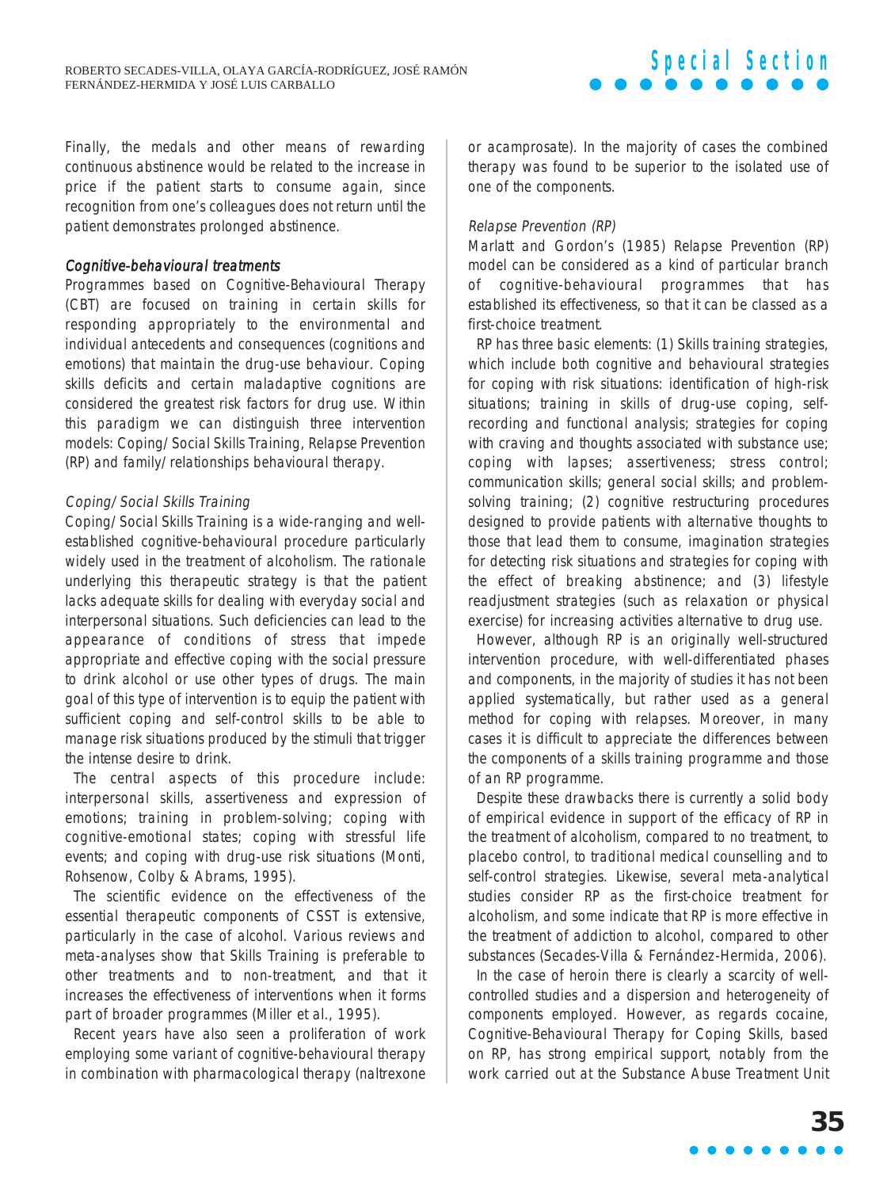Finally, the medals and other means of rewarding continuous abstinence would be related to the increase in price if the patient starts to consume again, since recognition from one's colleagues does not return until the patient demonstrates prolonged abstinence.

### *Cognitive-behavioural treatments*

Programmes based on Cognitive-Behavioural Therapy (CBT) are focused on training in certain skills for responding appropriately to the environmental and individual antecedents and consequences (cognitions and emotions) that maintain the drug-use behaviour. Coping skills deficits and certain maladaptive cognitions are considered the greatest risk factors for drug use. Within this paradigm we can distinguish three intervention models: Coping/Social Skills Training, Relapse Prevention (RP) and family/relationships behavioural therapy.

#### *Coping/Social Skills Training*

Coping/Social Skills Training is a wide-ranging and well-established cognitive-behavioural procedure particularly widely used in the treatment of alcoholism. The rationale underlying this therapeutic strategy is that the patient lacks adequate skills for dealing with everyday social and interpersonal situations. Such deficiencies can lead to the appearance of conditions of stress that impede appropriate and effective coping with the social pressure to drink alcohol or use other types of drugs. The main goal of this type of intervention is to equip the patient with sufficient coping and self-control skills to be able to manage risk situations produced by the stimuli that trigger the intense desire to drink.

The central aspects of this procedure include: interpersonal skills, assertiveness and expression of emotions; training in problem-solving; coping with cognitive-emotional states; coping with stressful life events; and coping with drug-use risk situations (Monti, Rohsenow, Colby & Abrams, 1995).

The scientific evidence on the effectiveness of the essential therapeutic components of CSST is extensive, particularly in the case of alcohol. Various reviews and meta-analyses show that Skills Training is preferable to other treatments and to non-treatment, and that it increases the effectiveness of interventions when it forms part of broader programmes (Miller et al., 1995).

Recent years have also seen a proliferation of work employing some variant of cognitive-behavioural therapy in combination with pharmacological therapy (naltrexone or acamprosate). In the majority of cases the combined therapy was found to be superior to the isolated use of one of the components.

#### *Relapse Prevention (RP)*

Marlatt and Gordon's (1985) Relapse Prevention (RP) model can be considered as a kind of particular branch of cognitive-behavioural programmes that has established its effectiveness, so that it can be classed as a first-choice treatment.

RP has three basic elements: (1) Skills training strategies, which include both cognitive and behavioural strategies for coping with risk situations: identification of high-risk situations; training in skills of drug-use coping, self-recording and functional analysis; strategies for coping with craving and thoughts associated with substance use; coping with lapses; assertiveness; stress control; communication skills; general social skills; and problem-solving training; (2) cognitive restructuring procedures designed to provide patients with alternative thoughts to those that lead them to consume, imagination strategies for detecting risk situations and strategies for coping with the effect of breaking abstinence; and (3) lifestyle readjustment strategies (such as relaxation or physical exercise) for increasing activities alternative to drug use.

However, although RP is an originally well-structured intervention procedure, with well-differentiated phases and components, in the majority of studies it has not been applied systematically, but rather used as a general method for coping with relapses. Moreover, in many cases it is difficult to appreciate the differences between the components of a skills training programme and those of an RP programme.

Despite these drawbacks there is currently a solid body of empirical evidence in support of the efficacy of RP in the treatment of alcoholism, compared to no treatment, to placebo control, to traditional medical counselling and to self-control strategies. Likewise, several meta-analytical studies consider RP as the first-choice treatment for alcoholism, and some indicate that RP is more effective in the treatment of addiction to alcohol, compared to other substances (Secades-Villa & Fernández-Hermida, 2006).

In the case of heroin there is clearly a scarcity of well-controlled studies and a dispersion and heterogeneity of components employed. However, as regards cocaine, Cognitive-Behavioural Therapy for Coping Skills, based on RP, has strong empirical support, notably from the work carried out at the Substance Abuse Treatment Unit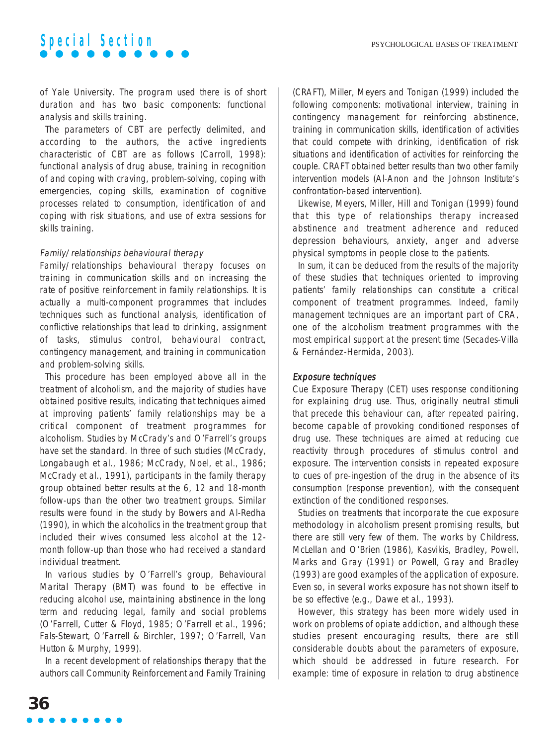of Yale University. The program used there is of short duration and has two basic components: functional analysis and skills training.

The parameters of CBT are perfectly delimited, and according to the authors, the active ingredients characteristic of CBT are as follows (Carroll, 1998): functional analysis of drug abuse, training in recognition of and coping with craving, problem-solving, coping with emergencies, coping skills, examination of cognitive processes related to consumption, identification of and coping with risk situations, and use of extra sessions for skills training.

### *Family/relationships behavioural therapy*

Family/relationships behavioural therapy focuses on training in communication skills and on increasing the rate of positive reinforcement in family relationships. It is actually a multi-component programmes that includes techniques such as functional analysis, identification of conflictive relationships that lead to drinking, assignment of tasks, stimulus control, behavioural contract, contingency management, and training in communication and problem-solving skills.

This procedure has been employed above all in the treatment of alcoholism, and the majority of studies have obtained positive results, indicating that techniques aimed at improving patients' family relationships may be a critical component of treatment programmes for alcoholism. Studies by McCrady's and O'Farrell's groups have set the standard. In three of such studies (McCrady, Longabaugh et al., 1986; McCrady, Noel, et al., 1986; McCrady et al., 1991), participants in the family therapy group obtained better results at the 6, 12 and 18-month follow-ups than the other two treatment groups. Similar results were found in the study by Bowers and Al-Redha (1990), in which the alcoholics in the treatment group that included their wives consumed less alcohol at the 12-month follow-up than those who had received a standard individual treatment.

In various studies by O'Farrell's group, Behavioural Marital Therapy (BMT) was found to be effective in reducing alcohol use, maintaining abstinence in the long term and reducing legal, family and social problems (O'Farrell, Cutter & Floyd, 1985; O'Farrell et al., 1996; Fals-Stewart, O'Farrell & Birchler, 1997; O'Farrell, Van Hutton & Murphy, 1999).

In a recent development of relationships therapy that the authors call Community Reinforcement and Family Training (CRAFT), Miller, Meyers and Tonigan (1999) included the following components: motivational interview, training in contingency management for reinforcing abstinence, training in communication skills, identification of activities that could compete with drinking, identification of risk situations and identification of activities for reinforcing the couple. CRAFT obtained better results than two other family intervention models (Al-Anon and the Johnson Institute's confrontation-based intervention).

Likewise, Meyers, Miller, Hill and Tonigan (1999) found that this type of relationships therapy increased abstinence and treatment adherence and reduced depression behaviours, anxiety, anger and adverse physical symptoms in people close to the patients.

In sum, it can be deduced from the results of the majority of these studies that techniques oriented to improving patients' family relationships can constitute a critical component of treatment programmes. Indeed, family management techniques are an important part of CRA, one of the alcoholism treatment programmes with the most empirical support at the present time (Secades-Villa & Fernández-Hermida, 2003).

### *Exposure techniques*

Cue Exposure Therapy (CET) uses response conditioning for explaining drug use. Thus, originally neutral stimuli that precede this behaviour can, after repeated pairing, become capable of provoking conditioned responses of drug use. These techniques are aimed at reducing cue reactivity through procedures of stimulus control and exposure. The intervention consists in repeated exposure to cues of pre-ingestion of the drug in the absence of its consumption (response prevention), with the consequent extinction of the conditioned responses.

Studies on treatments that incorporate the cue exposure methodology in alcoholism present promising results, but there are still very few of them. The works by Childress, McLellan and O'Brien (1986), Kasvikis, Bradley, Powell, Marks and Gray (1991) or Powell, Gray and Bradley (1993) are good examples of the application of exposure. Even so, in several works exposure has not shown itself to be so effective (e.g., Dawe et al., 1993).

However, this strategy has been more widely used in work on problems of opiate addiction, and although these studies present encouraging results, there are still considerable doubts about the parameters of exposure, which should be addressed in future research. For example: time of exposure in relation to drug abstinence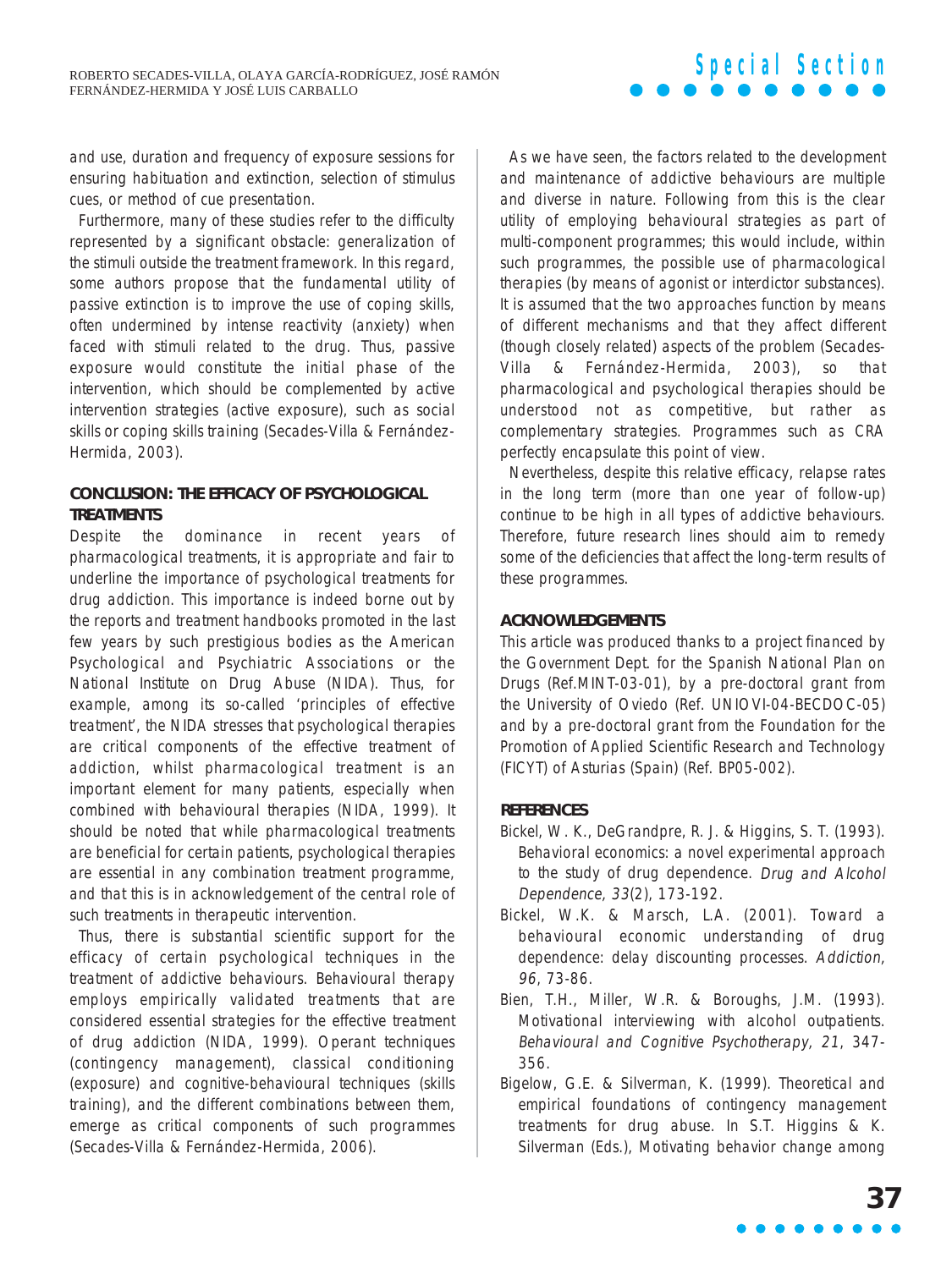and use, duration and frequency of exposure sessions for ensuring habituation and extinction, selection of stimulus cues, or method of cue presentation.

Furthermore, many of these studies refer to the difficulty represented by a significant obstacle: generalization of the stimuli outside the treatment framework. In this regard, some authors propose that the fundamental utility of passive extinction is to improve the use of coping skills, often undermined by intense reactivity (anxiety) when faced with stimuli related to the drug. Thus, passive exposure would constitute the initial phase of the intervention, which should be complemented by active intervention strategies (active exposure), such as social skills or coping skills training (Secades-Villa & Fernández-Hermida, 2003).

## CONCLUSION: THE EFFICACY OF PSYCHOLOGICAL TREATMENTS

Despite the dominance in recent years of pharmacological treatments, it is appropriate and fair to underline the importance of psychological treatments for drug addiction. This importance is indeed borne out by the reports and treatment handbooks promoted in the last few years by such prestigious bodies as the American Psychological and Psychiatric Associations or the National Institute on Drug Abuse (NIDA). Thus, for example, among its so-called 'principles of effective treatment', the NIDA stresses that psychological therapies are critical components of the effective treatment of addiction, whilst pharmacological treatment is an important element for many patients, especially when combined with behavioural therapies (NIDA, 1999). It should be noted that while pharmacological treatments are beneficial for certain patients, psychological therapies are essential in any combination treatment programme, and that this is in acknowledgement of the central role of such treatments in therapeutic intervention.

Thus, there is substantial scientific support for the efficacy of certain psychological techniques in the treatment of addictive behaviours. Behavioural therapy employs empirically validated treatments that are considered essential strategies for the effective treatment of drug addiction (NIDA, 1999). Operant techniques (contingency management), classical conditioning (exposure) and cognitive-behavioural techniques (skills training), and the different combinations between them, emerge as critical components of such programmes (Secades-Villa & Fernández-Hermida, 2006).

As we have seen, the factors related to the development and maintenance of addictive behaviours are multiple and diverse in nature. Following from this is the clear utility of employing behavioural strategies as part of multi-component programmes; this would include, within such programmes, the possible use of pharmacological therapies (by means of agonist or interdictor substances). It is assumed that the two approaches function by means of different mechanisms and that they affect different (though closely related) aspects of the problem (Secades-Villa & Fernández-Hermida, 2003), so that pharmacological and psychological therapies should be understood not as competitive, but rather as complementary strategies. Programmes such as CRA perfectly encapsulate this point of view.

Nevertheless, despite this relative efficacy, relapse rates in the long term (more than one year of follow-up) continue to be high in all types of addictive behaviours. Therefore, future research lines should aim to remedy some of the deficiencies that affect the long-term results of these programmes.

## ACKNOWLEDGEMENTS

This article was produced thanks to a project financed by the Government Dept. for the Spanish National Plan on Drugs (Ref.MINT-03-01), by a pre-doctoral grant from the University of Oviedo (Ref. UNIOVI-04-BECDOC-05) and by a pre-doctoral grant from the Foundation for the Promotion of Applied Scientific Research and Technology (FICYT) of Asturias (Spain) (Ref. BP05-002).

## REFERENCES

Bickel, W. K., DeGrandpre, R. J. & Higgins, S. T. (1993). Behavioral economics: a novel experimental approach to the study of drug dependence. *Drug and Alcohol Dependence, 33*(2), 173-192.

Bickel, W.K. & Marsch, L.A. (2001). Toward a behavioural economic understanding of drug dependence: delay discounting processes. *Addiction, 96*, 73-86.

Bien, T.H., Miller, W.R. & Boroughs, J.M. (1993). Motivational interviewing with alcohol outpatients. *Behavioural and Cognitive Psychotherapy, 21*, 347-356.

Bigelow, G.E. & Silverman, K. (1999). Theoretical and empirical foundations of contingency management treatments for drug abuse. In S.T. Higgins & K. Silverman (Eds.), Motivating behavior change among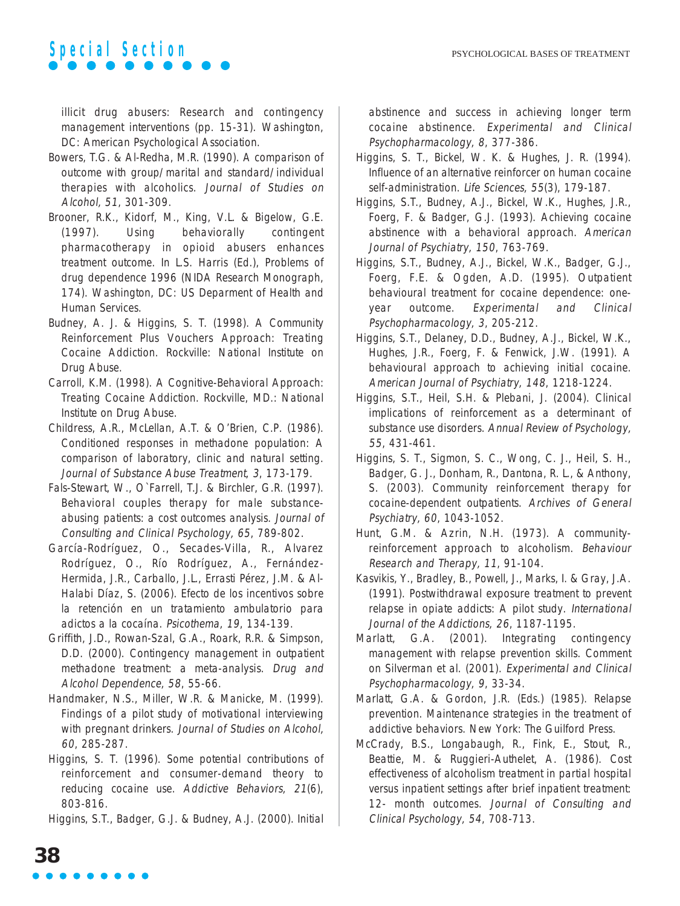illicit drug abusers: Research and contingency management interventions (pp. 15-31). Washington, DC: American Psychological Association.

Bowers, T.G. & Al-Redha, M.R. (1990). A comparison of outcome with group/marital and standard/individual therapies with alcoholics. *Journal of Studies on Alcohol, 51*, 301-309.

Brooner, R.K., Kidorf, M., King, V.L. & Bigelow, G.E. (1997). Using behaviorally contingent pharmacotherapy in opioid abusers enhances treatment outcome. In L.S. Harris (Ed.), Problems of drug dependence 1996 (NIDA Research Monograph, 174). Washington, DC: US Deparment of Health and Human Services.

Budney, A. J. & Higgins, S. T. (1998). A Community Reinforcement Plus Vouchers Approach: Treating Cocaine Addiction. Rockville: National Institute on Drug Abuse.

Carroll, K.M. (1998). A Cognitive-Behavioral Approach: Treating Cocaine Addiction. Rockville, MD.: National Institute on Drug Abuse.

Childress, A.R., McLellan, A.T. & O'Brien, C.P. (1986). Conditioned responses in methadone population: A comparison of laboratory, clinic and natural setting. *Journal of Substance Abuse Treatment, 3*, 173-179.

Fals-Stewart, W., O`Farrell, T.J. & Birchler, G.R. (1997). Behavioral couples therapy for male substance-abusing patients: a cost outcomes analysis. *Journal of Consulting and Clinical Psychology, 65*, 789-802.

García-Rodríguez, O., Secades-Villa, R., Alvarez Rodríguez, O., Río Rodríguez, A., Fernández-Hermida, J.R., Carballo, J.L., Errasti Pérez, J.M. & Al-Halabi Díaz, S. (2006). Efecto de los incentivos sobre la retención en un tratamiento ambulatorio para adictos a la cocaína. *Psicothema, 19*, 134-139.

Griffith, J.D., Rowan-Szal, G.A., Roark, R.R. & Simpson, D.D. (2000). Contingency management in outpatient methadone treatment: a meta-analysis. *Drug and Alcohol Dependence, 58*, 55-66.

Handmaker, N.S., Miller, W.R. & Manicke, M. (1999). Findings of a pilot study of motivational interviewing with pregnant drinkers. *Journal of Studies on Alcohol, 60*, 285-287.

Higgins, S. T. (1996). Some potential contributions of reinforcement and consumer-demand theory to reducing cocaine use. *Addictive Behaviors, 21*(6), 803-816.

Higgins, S.T., Badger, G.J. & Budney, A.J. (2000). Initial abstinence and success in achieving longer term cocaine abstinence. *Experimental and Clinical Psychopharmacology, 8*, 377-386.

Higgins, S. T., Bickel, W. K. & Hughes, J. R. (1994). Influence of an alternative reinforcer on human cocaine self-administration. *Life Sciences, 55*(3), 179-187.

Higgins, S.T., Budney, A.J., Bickel, W.K., Hughes, J.R., Foerg, F. & Badger, G.J. (1993). Achieving cocaine abstinence with a behavioral approach. *American Journal of Psychiatry, 150*, 763-769.

Higgins, S.T., Budney, A.J., Bickel, W.K., Badger, G.J., Foerg, F.E. & Ogden, A.D. (1995). Outpatient behavioural treatment for cocaine dependence: one-year outcome. *Experimental and Clinical Psychopharmacology, 3*, 205-212.

Higgins, S.T., Delaney, D.D., Budney, A.J., Bickel, W.K., Hughes, J.R., Foerg, F. & Fenwick, J.W. (1991). A behavioural approach to achieving initial cocaine. *American Journal of Psychiatry, 148*, 1218-1224.

Higgins, S.T., Heil, S.H. & Plebani, J. (2004). Clinical implications of reinforcement as a determinant of substance use disorders. *Annual Review of Psychology, 55*, 431-461.

Higgins, S. T., Sigmon, S. C., Wong, C. J., Heil, S. H., Badger, G. J., Donham, R., Dantona, R. L., & Anthony, S. (2003). Community reinforcement therapy for cocaine-dependent outpatients. *Archives of General Psychiatry, 60*, 1043-1052.

Hunt, G.M. & Azrin, N.H. (1973). A community-reinforcement approach to alcoholism. *Behaviour Research and Therapy, 11*, 91-104.

Kasvikis, Y., Bradley, B., Powell, J., Marks, I. & Gray, J.A. (1991). Postwithdrawal exposure treatment to prevent relapse in opiate addicts: A pilot study. *International Journal of the Addictions, 26*, 1187-1195.

Marlatt, G.A. (2001). Integrating contingency management with relapse prevention skills. Comment on Silverman et al. (2001). *Experimental and Clinical Psychopharmacology, 9*, 33-34.

Marlatt, G.A. & Gordon, J.R. (Eds.) (1985). Relapse prevention. Maintenance strategies in the treatment of addictive behaviors. New York: The Guilford Press.

McCrady, B.S., Longabaugh, R., Fink, E., Stout, R., Beattie, M. & Ruggieri-Authelet, A. (1986). Cost effectiveness of alcoholism treatment in partial hospital versus inpatient settings after brief inpatient treatment: 12- month outcomes. *Journal of Consulting and Clinical Psychology, 54*, 708-713.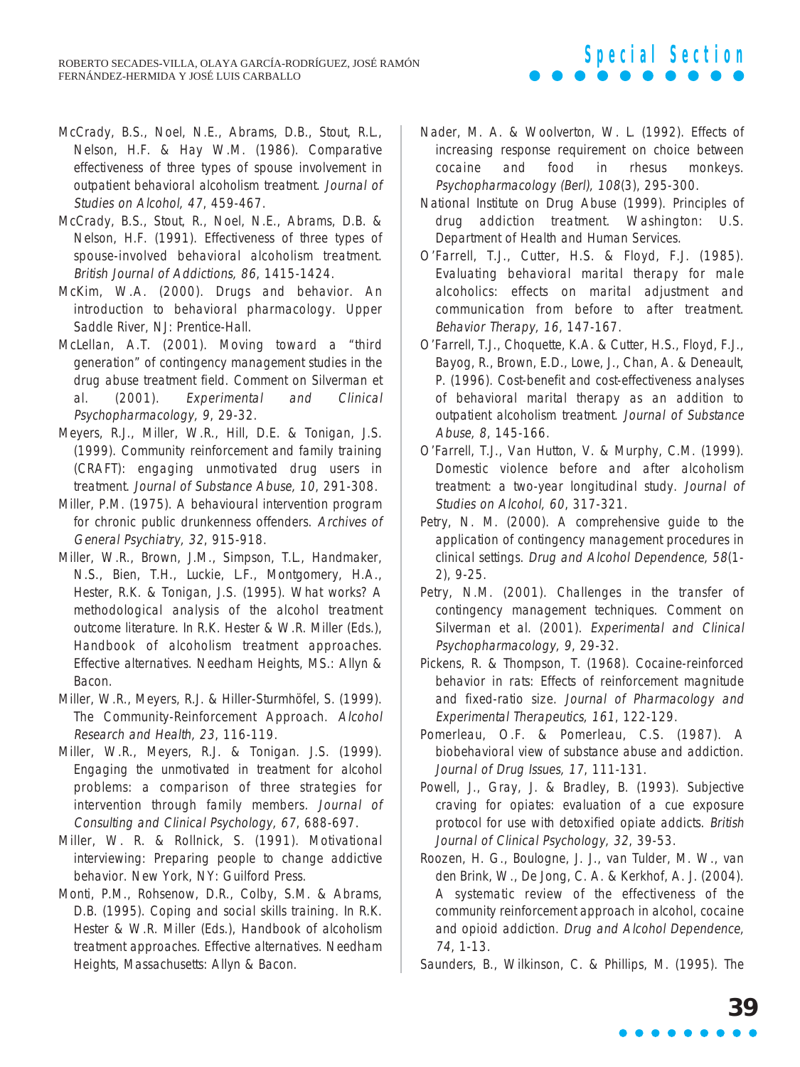McCrady, B.S., Noel, N.E., Abrams, D.B., Stout, R.L., Nelson, H.F. & Hay W.M. (1986). Comparative effectiveness of three types of spouse involvement in outpatient behavioral alcoholism treatment. *Journal of Studies on Alcohol, 47*, 459-467.

McCrady, B.S., Stout, R., Noel, N.E., Abrams, D.B. & Nelson, H.F. (1991). Effectiveness of three types of spouse-involved behavioral alcoholism treatment. *British Journal of Addictions, 86*, 1415-1424.

McKim, W.A. (2000). Drugs and behavior. An introduction to behavioral pharmacology. Upper Saddle River, NJ: Prentice-Hall.

McLellan, A.T. (2001). Moving toward a "third generation" of contingency management studies in the drug abuse treatment field. Comment on Silverman et al. (2001). *Experimental and Clinical Psychopharmacology, 9*, 29-32.

Meyers, R.J., Miller, W.R., Hill, D.E. & Tonigan, J.S. (1999). Community reinforcement and family training (CRAFT): engaging unmotivated drug users in treatment. *Journal of Substance Abuse, 10*, 291-308.

Miller, P.M. (1975). A behavioural intervention program for chronic public drunkenness offenders. *Archives of General Psychiatry, 32*, 915-918.

Miller, W.R., Brown, J.M., Simpson, T.L., Handmaker, N.S., Bien, T.H., Luckie, L.F., Montgomery, H.A., Hester, R.K. & Tonigan, J.S. (1995). What works? A methodological analysis of the alcohol treatment outcome literature. In R.K. Hester & W.R. Miller (Eds.), Handbook of alcoholism treatment approaches. Effective alternatives. Needham Heights, MS.: Allyn & Bacon.

Miller, W.R., Meyers, R.J. & Hiller-Sturmhöfel, S. (1999). The Community-Reinforcement Approach. *Alcohol Research and Health, 23*, 116-119.

Miller, W.R., Meyers, R.J. & Tonigan. J.S. (1999). Engaging the unmotivated in treatment for alcohol problems: a comparison of three strategies for intervention through family members. *Journal of Consulting and Clinical Psychology, 67*, 688-697.

Miller, W. R. & Rollnick, S. (1991). Motivational interviewing: Preparing people to change addictive behavior. New York, NY: Guilford Press.

Monti, P.M., Rohsenow, D.R., Colby, S.M. & Abrams, D.B. (1995). Coping and social skills training. In R.K. Hester & W.R. Miller (Eds.), Handbook of alcoholism treatment approaches. Effective alternatives. Needham Heights, Massachusetts: Allyn & Bacon.

Nader, M. A. & Woolverton, W. L. (1992). Effects of increasing response requirement on choice between cocaine and food in rhesus monkeys. *Psychopharmacology (Berl), 108*(3), 295-300.

National Institute on Drug Abuse (1999). Principles of drug addiction treatment. Washington: U.S. Department of Health and Human Services.

O'Farrell, T.J., Cutter, H.S. & Floyd, F.J. (1985). Evaluating behavioral marital therapy for male alcoholics: effects on marital adjustment and communication from before to after treatment. *Behavior Therapy, 16*, 147-167.

O'Farrell, T.J., Choquette, K.A. & Cutter, H.S., Floyd, F.J., Bayog, R., Brown, E.D., Lowe, J., Chan, A. & Deneault, P. (1996). Cost-benefit and cost-effectiveness analyses of behavioral marital therapy as an addition to outpatient alcoholism treatment. *Journal of Substance Abuse, 8*, 145-166.

O'Farrell, T.J., Van Hutton, V. & Murphy, C.M. (1999). Domestic violence before and after alcoholism treatment: a two-year longitudinal study. *Journal of Studies on Alcohol, 60*, 317-321.

Petry, N. M. (2000). A comprehensive guide to the application of contingency management procedures in clinical settings. *Drug and Alcohol Dependence, 58*(1-2), 9-25.

Petry, N.M. (2001). Challenges in the transfer of contingency management techniques. Comment on Silverman et al. (2001). *Experimental and Clinical Psychopharmacology, 9*, 29-32.

Pickens, R. & Thompson, T. (1968). Cocaine-reinforced behavior in rats: Effects of reinforcement magnitude and fixed-ratio size. *Journal of Pharmacology and Experimental Therapeutics, 161*, 122-129.

Pomerleau, O.F. & Pomerleau, C.S. (1987). A biobehavioral view of substance abuse and addiction. *Journal of Drug Issues, 17*, 111-131.

Powell, J., Gray, J. & Bradley, B. (1993). Subjective craving for opiates: evaluation of a cue exposure protocol for use with detoxified opiate addicts. *British Journal of Clinical Psychology, 32*, 39-53.

Roozen, H. G., Boulogne, J. J., van Tulder, M. W., van den Brink, W., De Jong, C. A. & Kerkhof, A. J. (2004). A systematic review of the effectiveness of the community reinforcement approach in alcohol, cocaine and opioid addiction. *Drug and Alcohol Dependence, 74*, 1-13.

Saunders, B., Wilkinson, C. & Phillips, M. (1995). The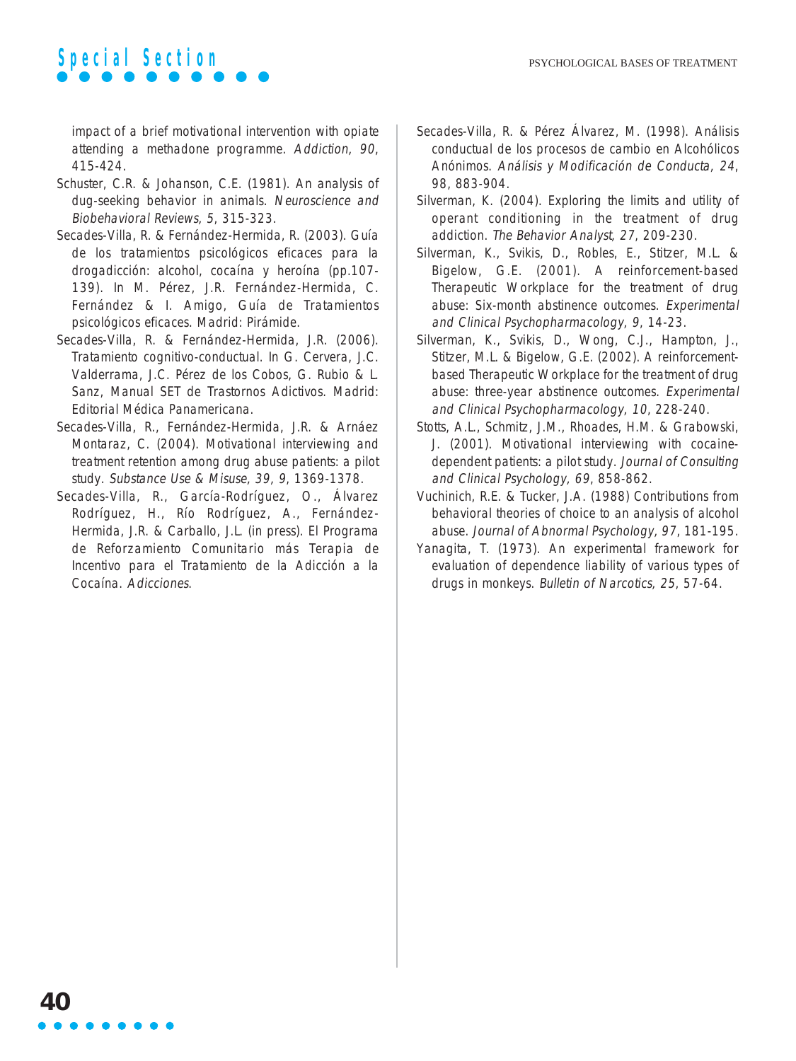impact of a brief motivational intervention with opiate attending a methadone programme. *Addiction, 90*, 415-424.

Schuster, C.R. & Johanson, C.E. (1981). An analysis of dug-seeking behavior in animals. *Neuroscience and Biobehavioral Reviews, 5*, 315-323.

Secades-Villa, R. & Fernández-Hermida, R. (2003). Guía de los tratamientos psicológicos eficaces para la drogadicción: alcohol, cocaína y heroína (pp.107-139). In M. Pérez, J.R. Fernández-Hermida, C. Fernández & I. Amigo, Guía de Tratamientos psicológicos eficaces. Madrid: Pirámide.

Secades-Villa, R. & Fernández-Hermida, J.R. (2006). Tratamiento cognitivo-conductual. In G. Cervera, J.C. Valderrama, J.C. Pérez de los Cobos, G. Rubio & L. Sanz, Manual SET de Trastornos Adictivos. Madrid: Editorial Médica Panamericana.

Secades-Villa, R., Fernández-Hermida, J.R. & Arnáez Montaraz, C. (2004). Motivational interviewing and treatment retention among drug abuse patients: a pilot study. *Substance Use & Misuse, 39, 9*, 1369-1378.

Secades-Villa, R., García-Rodríguez, O., Álvarez Rodríguez, H., Río Rodríguez, A., Fernández-Hermida, J.R. & Carballo, J.L. (in press). El Programa de Reforzamiento Comunitario más Terapia de Incentivo para el Tratamiento de la Adicción a la Cocaína. *Adicciones*.

Secades-Villa, R. & Pérez Álvarez, M. (1998). Análisis conductual de los procesos de cambio en Alcohólicos Anónimos. *Análisis y Modificación de Conducta, 24*, 98, 883-904.

Silverman, K. (2004). Exploring the limits and utility of operant conditioning in the treatment of drug addiction. *The Behavior Analyst, 27*, 209-230.

Silverman, K., Svikis, D., Robles, E., Stitzer, M.L. & Bigelow, G.E. (2001). A reinforcement-based Therapeutic Workplace for the treatment of drug abuse: Six-month abstinence outcomes. *Experimental and Clinical Psychopharmacology, 9*, 14-23.

Silverman, K., Svikis, D., Wong, C.J., Hampton, J., Stitzer, M.L. & Bigelow, G.E. (2002). A reinforcement-based Therapeutic Workplace for the treatment of drug abuse: three-year abstinence outcomes. *Experimental and Clinical Psychopharmacology, 10*, 228-240.

Stotts, A.L., Schmitz, J.M., Rhoades, H.M. & Grabowski, J. (2001). Motivational interviewing with cocaine-dependent patients: a pilot study. *Journal of Consulting and Clinical Psychology, 69*, 858-862.

Vuchinich, R.E. & Tucker, J.A. (1988) Contributions from behavioral theories of choice to an analysis of alcohol abuse. *Journal of Abnormal Psychology, 97*, 181-195.

Yanagita, T. (1973). An experimental framework for evaluation of dependence liability of various types of drugs in monkeys. *Bulletin of Narcotics, 25*, 57-64.